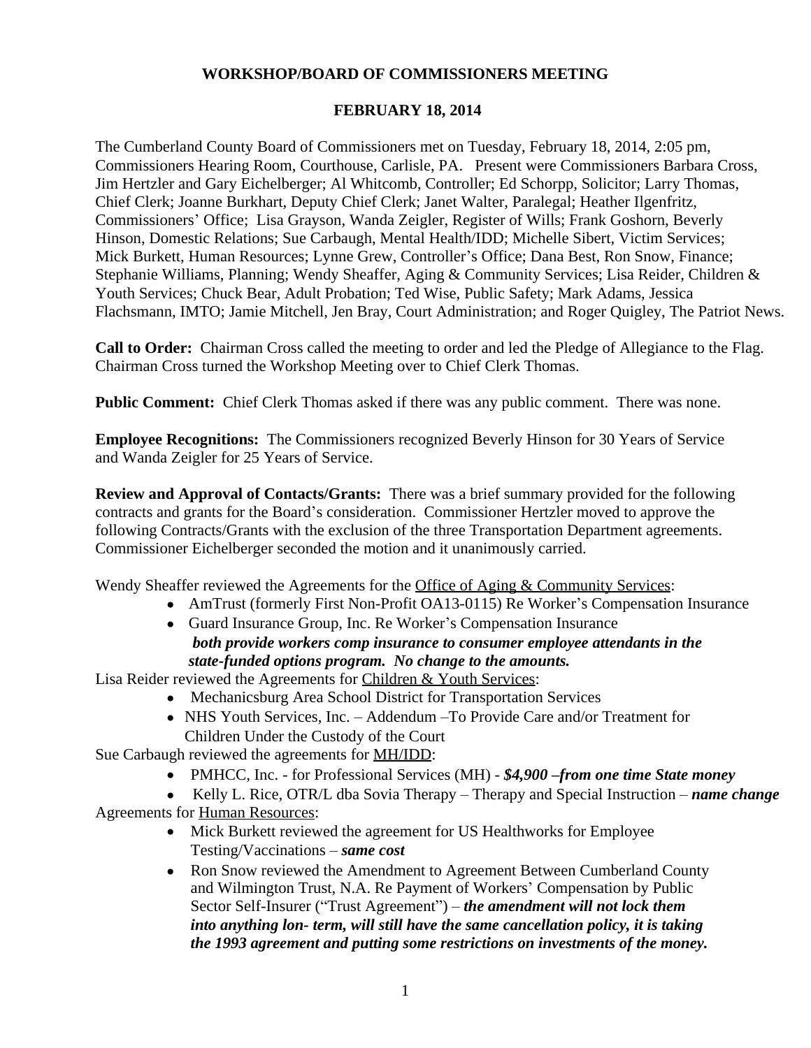**WORKSHOP/BOARD OF COMMISSIONERS MEETING**

**FEBRUARY 18, 2014**

The Cumberland County Board of Commissioners met on Tuesday, February 18, 2014, 2:05 pm, Commissioners Hearing Room, Courthouse, Carlisle, PA. Present were Commissioners Barbara Cross, Jim Hertzler and Gary Eichelberger; Al Whitcomb, Controller; Ed Schorpp, Solicitor; Larry Thomas, Chief Clerk; Joanne Burkhart, Deputy Chief Clerk; Janet Walter, Paralegal; Heather Ilgenfritz, Commissioners' Office; Lisa Grayson, Wanda Zeigler, Register of Wills; Frank Goshorn, Beverly Hinson, Domestic Relations; Sue Carbaugh, Mental Health/IDD; Michelle Sibert, Victim Services; Mick Burkett, Human Resources; Lynne Grew, Controller's Office; Dana Best, Ron Snow, Finance; Stephanie Williams, Planning; Wendy Sheaffer, Aging & Community Services; Lisa Reider, Children & Youth Services; Chuck Bear, Adult Probation; Ted Wise, Public Safety; Mark Adams, Jessica Flachsmann, IMTO; Jamie Mitchell, Jen Bray, Court Administration; and Roger Quigley, The Patriot News.

**Call to Order:** Chairman Cross called the meeting to order and led the Pledge of Allegiance to the Flag. Chairman Cross turned the Workshop Meeting over to Chief Clerk Thomas.

**Public Comment:** Chief Clerk Thomas asked if there was any public comment. There was none.

**Employee Recognitions:** The Commissioners recognized Beverly Hinson for 30 Years of Service and Wanda Zeigler for 25 Years of Service.

**Review and Approval of Contacts/Grants:** There was a brief summary provided for the following contracts and grants for the Board's consideration. Commissioner Hertzler moved to approve the following Contracts/Grants with the exclusion of the three Transportation Department agreements. Commissioner Eichelberger seconded the motion and it unanimously carried.

Wendy Sheaffer reviewed the Agreements for the Office of Aging & Community Services:

- AmTrust (formerly First Non-Profit OA13-0115) Re Worker's Compensation Insurance
- Guard Insurance Group, Inc. Re Worker's Compensation Insurance
  ***both provide workers comp insurance to consumer employee attendants in the state-funded options program. No change to the amounts.***

Lisa Reider reviewed the Agreements for Children & Youth Services:

- Mechanicsburg Area School District for Transportation Services
- NHS Youth Services, Inc. – Addendum –To Provide Care and/or Treatment for Children Under the Custody of the Court

Sue Carbaugh reviewed the agreements for MH/IDD:

- PMHCC, Inc. - for Professional Services (MH) - ***$4,900 –from one time State money***
- Kelly L. Rice, OTR/L dba Sovia Therapy – Therapy and Special Instruction – ***name change***

Agreements for Human Resources:

- Mick Burkett reviewed the agreement for US Healthworks for Employee Testing/Vaccinations – ***same cost***
- Ron Snow reviewed the Amendment to Agreement Between Cumberland County and Wilmington Trust, N.A. Re Payment of Workers' Compensation by Public Sector Self-Insurer ("Trust Agreement") – ***the amendment will not lock them into anything lon- term, will still have the same cancellation policy, it is taking the 1993 agreement and putting some restrictions on investments of the money.***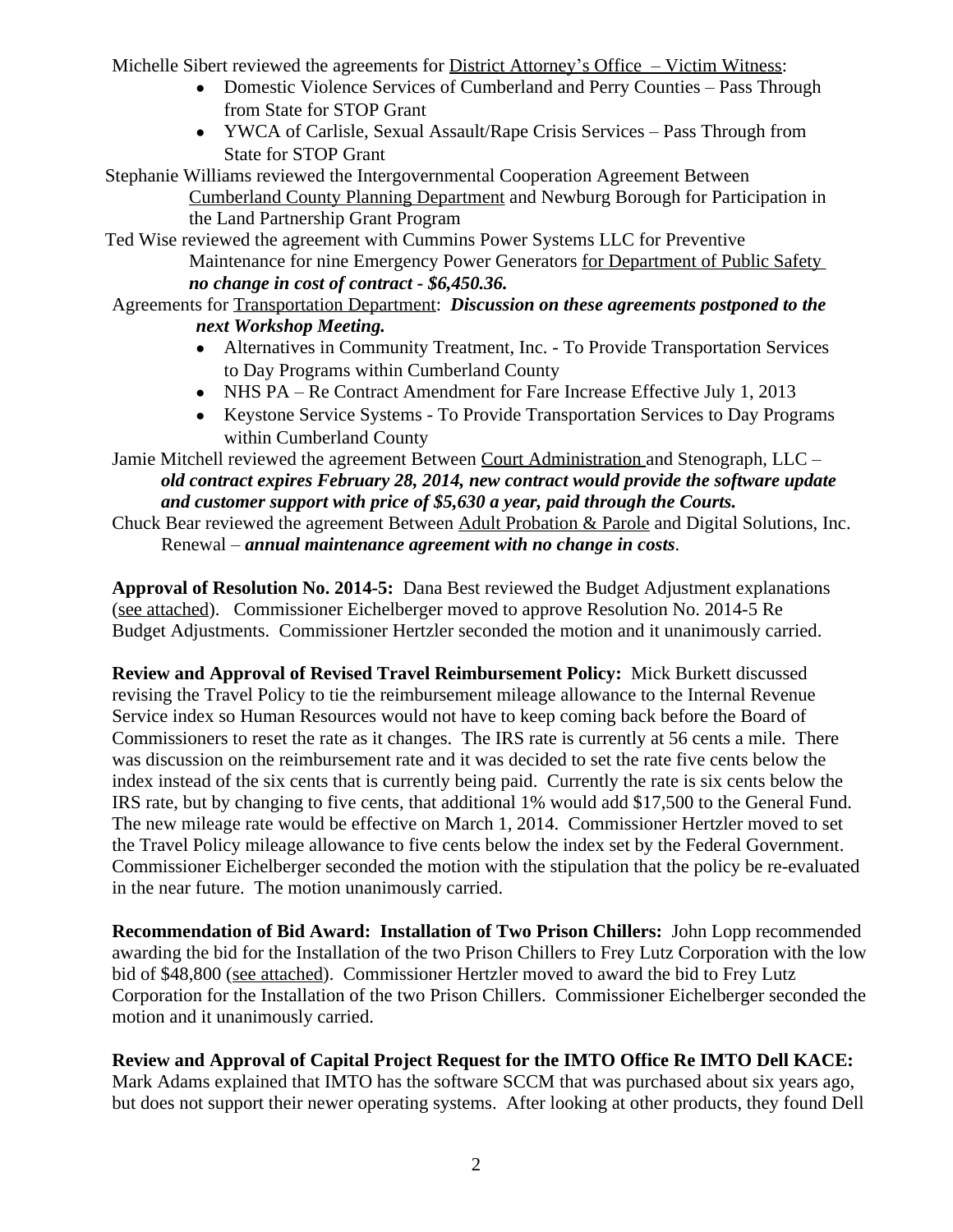Michelle Sibert reviewed the agreements for District Attorney's Office – Victim Witness:

- Domestic Violence Services of Cumberland and Perry Counties – Pass Through from State for STOP Grant
- YWCA of Carlisle, Sexual Assault/Rape Crisis Services – Pass Through from State for STOP Grant

Stephanie Williams reviewed the Intergovernmental Cooperation Agreement Between Cumberland County Planning Department and Newburg Borough for Participation in the Land Partnership Grant Program

Ted Wise reviewed the agreement with Cummins Power Systems LLC for Preventive Maintenance for nine Emergency Power Generators for Department of Public Safety ***no change in cost of contract - $6,450.36.***

Agreements for Transportation Department: ***Discussion on these agreements postponed to the next Workshop Meeting.***

- Alternatives in Community Treatment, Inc. - To Provide Transportation Services to Day Programs within Cumberland County
- NHS PA – Re Contract Amendment for Fare Increase Effective July 1, 2013
- Keystone Service Systems - To Provide Transportation Services to Day Programs within Cumberland County

Jamie Mitchell reviewed the agreement Between Court Administration and Stenograph, LLC – ***old contract expires February 28, 2014, new contract would provide the software update and customer support with price of $5,630 a year, paid through the Courts.***

Chuck Bear reviewed the agreement Between Adult Probation & Parole and Digital Solutions, Inc. Renewal – ***annual maintenance agreement with no change in costs***.

**Approval of Resolution No. 2014-5:** Dana Best reviewed the Budget Adjustment explanations (see attached). Commissioner Eichelberger moved to approve Resolution No. 2014-5 Re Budget Adjustments. Commissioner Hertzler seconded the motion and it unanimously carried.

**Review and Approval of Revised Travel Reimbursement Policy:** Mick Burkett discussed revising the Travel Policy to tie the reimbursement mileage allowance to the Internal Revenue Service index so Human Resources would not have to keep coming back before the Board of Commissioners to reset the rate as it changes. The IRS rate is currently at 56 cents a mile. There was discussion on the reimbursement rate and it was decided to set the rate five cents below the index instead of the six cents that is currently being paid. Currently the rate is six cents below the IRS rate, but by changing to five cents, that additional 1% would add $17,500 to the General Fund. The new mileage rate would be effective on March 1, 2014. Commissioner Hertzler moved to set the Travel Policy mileage allowance to five cents below the index set by the Federal Government. Commissioner Eichelberger seconded the motion with the stipulation that the policy be re-evaluated in the near future. The motion unanimously carried.

**Recommendation of Bid Award: Installation of Two Prison Chillers:** John Lopp recommended awarding the bid for the Installation of the two Prison Chillers to Frey Lutz Corporation with the low bid of $48,800 (see attached). Commissioner Hertzler moved to award the bid to Frey Lutz Corporation for the Installation of the two Prison Chillers. Commissioner Eichelberger seconded the motion and it unanimously carried.

**Review and Approval of Capital Project Request for the IMTO Office Re IMTO Dell KACE:** Mark Adams explained that IMTO has the software SCCM that was purchased about six years ago, but does not support their newer operating systems. After looking at other products, they found Dell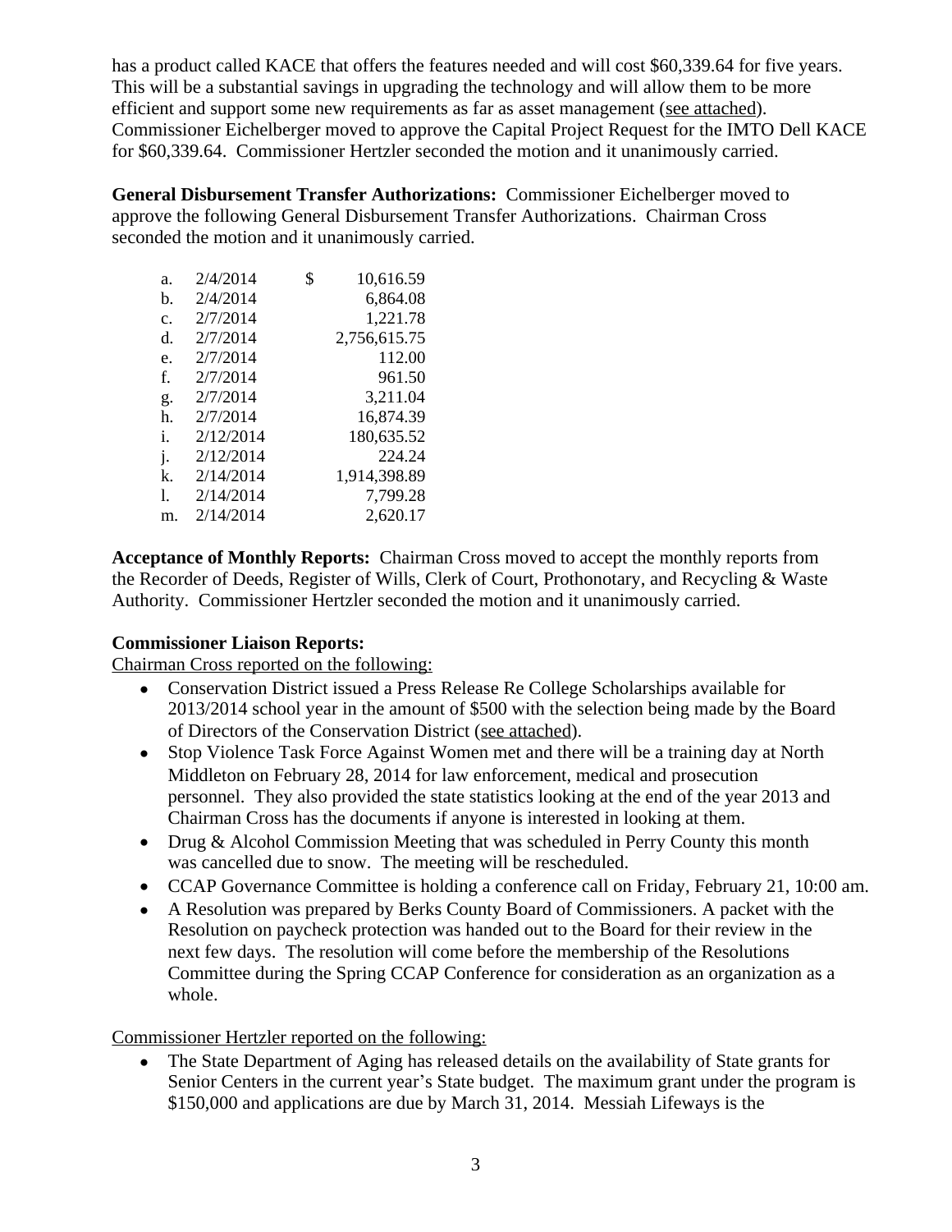has a product called KACE that offers the features needed and will cost $60,339.64 for five years. This will be a substantial savings in upgrading the technology and will allow them to be more efficient and support some new requirements as far as asset management (see attached). Commissioner Eichelberger moved to approve the Capital Project Request for the IMTO Dell KACE for $60,339.64. Commissioner Hertzler seconded the motion and it unanimously carried.

**General Disbursement Transfer Authorizations:** Commissioner Eichelberger moved to approve the following General Disbursement Transfer Authorizations. Chairman Cross seconded the motion and it unanimously carried.

| | | |
|---|---|---|
| a. | 2/4/2014 | $ 10,616.59 |
| b. | 2/4/2014 | 6,864.08 |
| c. | 2/7/2014 | 1,221.78 |
| d. | 2/7/2014 | 2,756,615.75 |
| e. | 2/7/2014 | 112.00 |
| f. | 2/7/2014 | 961.50 |
| g. | 2/7/2014 | 3,211.04 |
| h. | 2/7/2014 | 16,874.39 |
| i. | 2/12/2014 | 180,635.52 |
| j. | 2/12/2014 | 224.24 |
| k. | 2/14/2014 | 1,914,398.89 |
| l. | 2/14/2014 | 7,799.28 |
| m. | 2/14/2014 | 2,620.17 |

**Acceptance of Monthly Reports:** Chairman Cross moved to accept the monthly reports from the Recorder of Deeds, Register of Wills, Clerk of Court, Prothonotary, and Recycling & Waste Authority. Commissioner Hertzler seconded the motion and it unanimously carried.

**Commissioner Liaison Reports:**

Chairman Cross reported on the following:

- Conservation District issued a Press Release Re College Scholarships available for 2013/2014 school year in the amount of $500 with the selection being made by the Board of Directors of the Conservation District (see attached).
- Stop Violence Task Force Against Women met and there will be a training day at North Middleton on February 28, 2014 for law enforcement, medical and prosecution personnel. They also provided the state statistics looking at the end of the year 2013 and Chairman Cross has the documents if anyone is interested in looking at them.
- Drug & Alcohol Commission Meeting that was scheduled in Perry County this month was cancelled due to snow. The meeting will be rescheduled.
- CCAP Governance Committee is holding a conference call on Friday, February 21, 10:00 am.
- A Resolution was prepared by Berks County Board of Commissioners. A packet with the Resolution on paycheck protection was handed out to the Board for their review in the next few days. The resolution will come before the membership of the Resolutions Committee during the Spring CCAP Conference for consideration as an organization as a whole.

Commissioner Hertzler reported on the following:

- The State Department of Aging has released details on the availability of State grants for Senior Centers in the current year's State budget. The maximum grant under the program is $150,000 and applications are due by March 31, 2014. Messiah Lifeways is the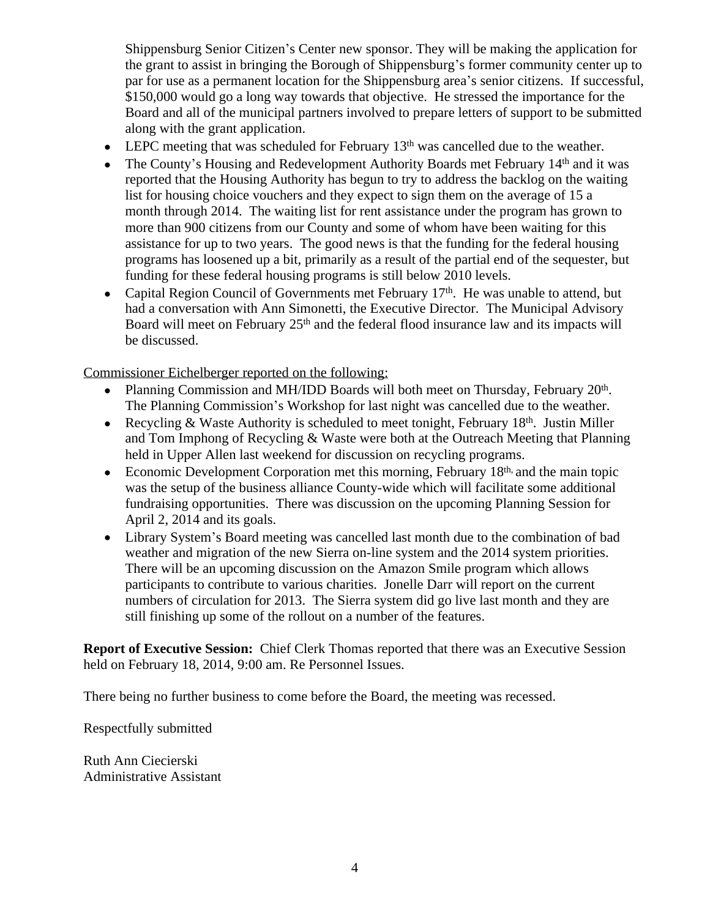Shippensburg Senior Citizen's Center new sponsor. They will be making the application for the grant to assist in bringing the Borough of Shippensburg's former community center up to par for use as a permanent location for the Shippensburg area's senior citizens. If successful, $150,000 would go a long way towards that objective. He stressed the importance for the Board and all of the municipal partners involved to prepare letters of support to be submitted along with the grant application.

- LEPC meeting that was scheduled for February 13th was cancelled due to the weather.
- The County's Housing and Redevelopment Authority Boards met February 14th and it was reported that the Housing Authority has begun to try to address the backlog on the waiting list for housing choice vouchers and they expect to sign them on the average of 15 a month through 2014. The waiting list for rent assistance under the program has grown to more than 900 citizens from our County and some of whom have been waiting for this assistance for up to two years. The good news is that the funding for the federal housing programs has loosened up a bit, primarily as a result of the partial end of the sequester, but funding for these federal housing programs is still below 2010 levels.
- Capital Region Council of Governments met February 17th. He was unable to attend, but had a conversation with Ann Simonetti, the Executive Director. The Municipal Advisory Board will meet on February 25th and the federal flood insurance law and its impacts will be discussed.

Commissioner Eichelberger reported on the following:

- Planning Commission and MH/IDD Boards will both meet on Thursday, February 20th. The Planning Commission's Workshop for last night was cancelled due to the weather.
- Recycling & Waste Authority is scheduled to meet tonight, February 18th. Justin Miller and Tom Imphong of Recycling & Waste were both at the Outreach Meeting that Planning held in Upper Allen last weekend for discussion on recycling programs.
- Economic Development Corporation met this morning, February 18th, and the main topic was the setup of the business alliance County-wide which will facilitate some additional fundraising opportunities. There was discussion on the upcoming Planning Session for April 2, 2014 and its goals.
- Library System's Board meeting was cancelled last month due to the combination of bad weather and migration of the new Sierra on-line system and the 2014 system priorities. There will be an upcoming discussion on the Amazon Smile program which allows participants to contribute to various charities. Jonelle Darr will report on the current numbers of circulation for 2013. The Sierra system did go live last month and they are still finishing up some of the rollout on a number of the features.

**Report of Executive Session:** Chief Clerk Thomas reported that there was an Executive Session held on February 18, 2014, 9:00 am. Re Personnel Issues.

There being no further business to come before the Board, the meeting was recessed.

Respectfully submitted

Ruth Ann Ciecierski
Administrative Assistant